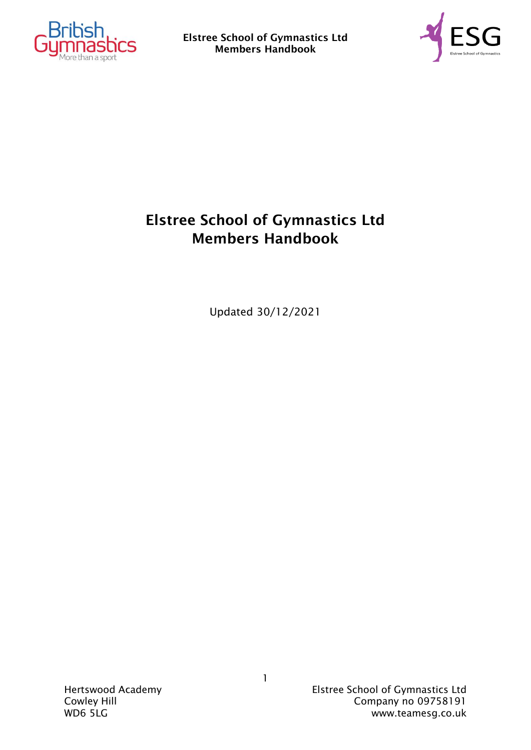# Elstree School of Gymnastics Ltd
# Members Handbook

Updated 30/12/2021

Hertswood Academy
Cowley Hill
WD6 5LG

Elstree School of Gymnastics Ltd
Company no 09758191
www.teamesg.co.uk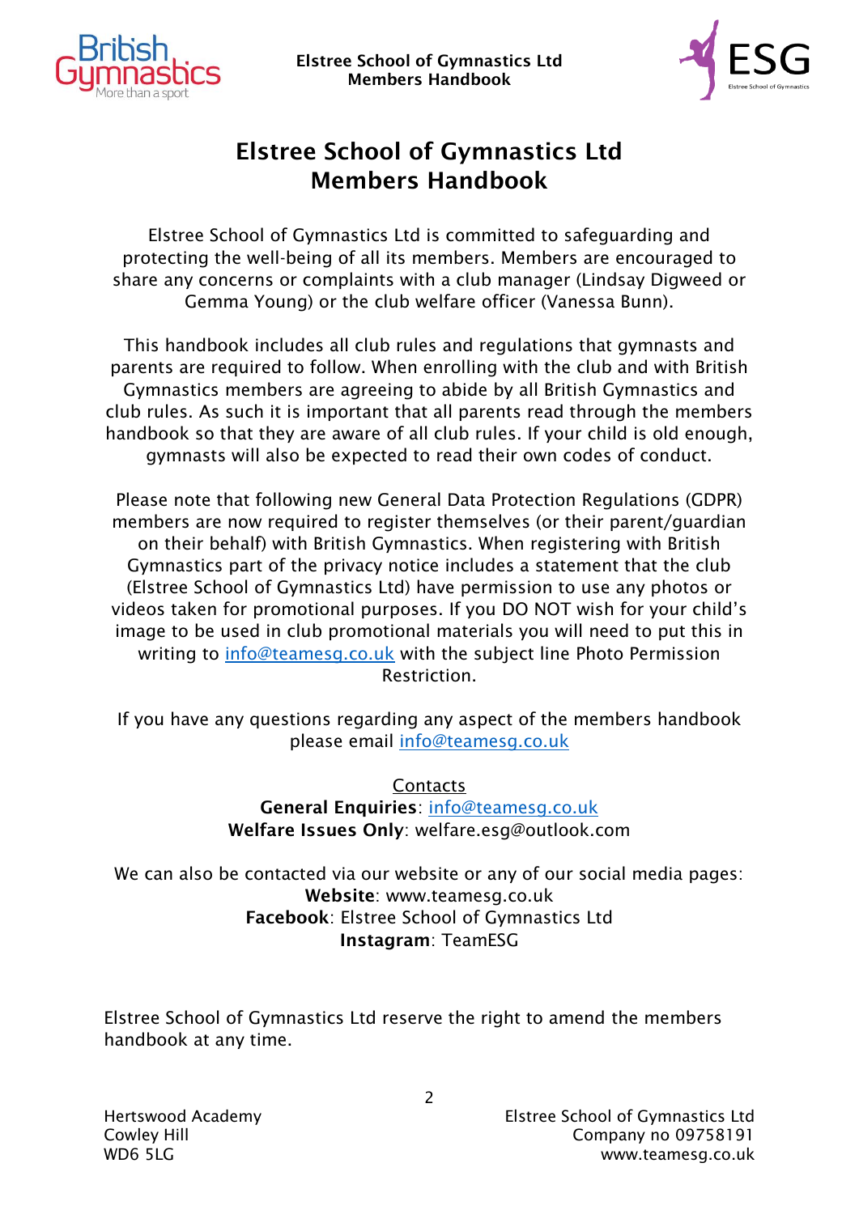# Elstree School of Gymnastics Ltd
# Members Handbook

Elstree School of Gymnastics Ltd is committed to safeguarding and protecting the well-being of all its members. Members are encouraged to share any concerns or complaints with a club manager (Lindsay Digweed or Gemma Young) or the club welfare officer (Vanessa Bunn).

This handbook includes all club rules and regulations that gymnasts and parents are required to follow. When enrolling with the club and with British Gymnastics members are agreeing to abide by all British Gymnastics and club rules. As such it is important that all parents read through the members handbook so that they are aware of all club rules. If your child is old enough, gymnasts will also be expected to read their own codes of conduct.

Please note that following new General Data Protection Regulations (GDPR) members are now required to register themselves (or their parent/guardian on their behalf) with British Gymnastics. When registering with British Gymnastics part of the privacy notice includes a statement that the club (Elstree School of Gymnastics Ltd) have permission to use any photos or videos taken for promotional purposes. If you DO NOT wish for your child's image to be used in club promotional materials you will need to put this in writing to info@teamesg.co.uk with the subject line Photo Permission Restriction.

If you have any questions regarding any aspect of the members handbook please email info@teamesg.co.uk

Contacts

**General Enquiries**: info@teamesg.co.uk

**Welfare Issues Only**: welfare.esg@outlook.com

We can also be contacted via our website or any of our social media pages:

**Website**: www.teamesg.co.uk

**Facebook**: Elstree School of Gymnastics Ltd

**Instagram**: TeamESG

Elstree School of Gymnastics Ltd reserve the right to amend the members handbook at any time.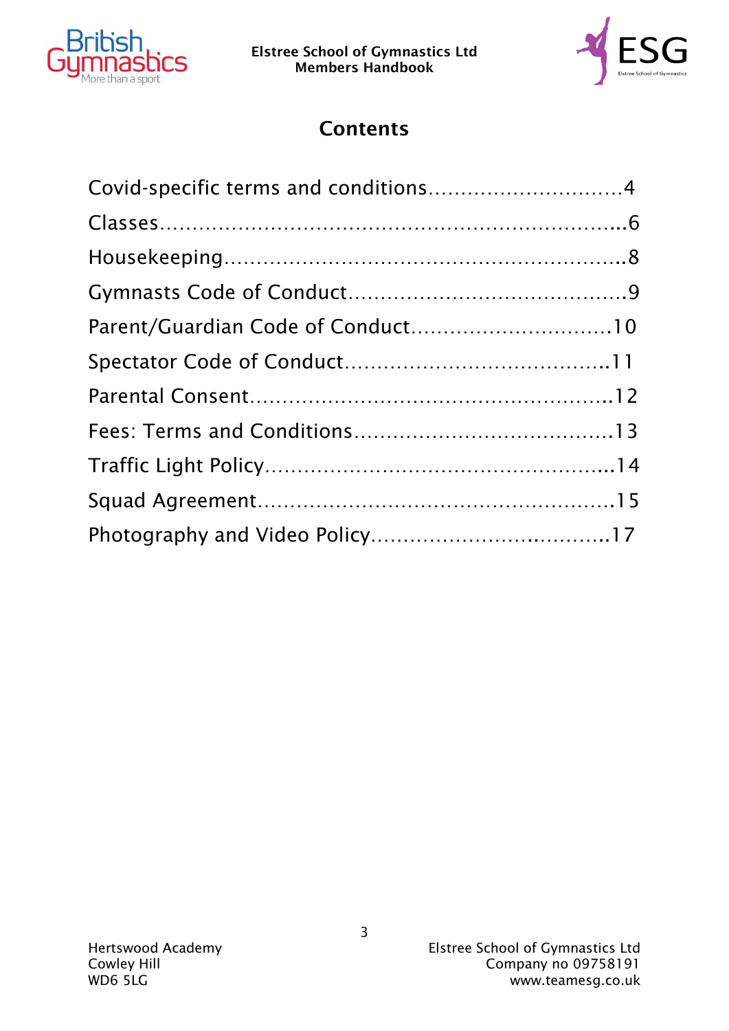# Contents

| | |
|---|---|
| Covid-specific terms and conditions | 4 |
| Classes | 6 |
| Housekeeping | 8 |
| Gymnasts Code of Conduct | 9 |
| Parent/Guardian Code of Conduct | 10 |
| Spectator Code of Conduct | 11 |
| Parental Consent | 12 |
| Fees: Terms and Conditions | 13 |
| Traffic Light Policy | 14 |
| Squad Agreement | 15 |
| Photography and Video Policy | 17 |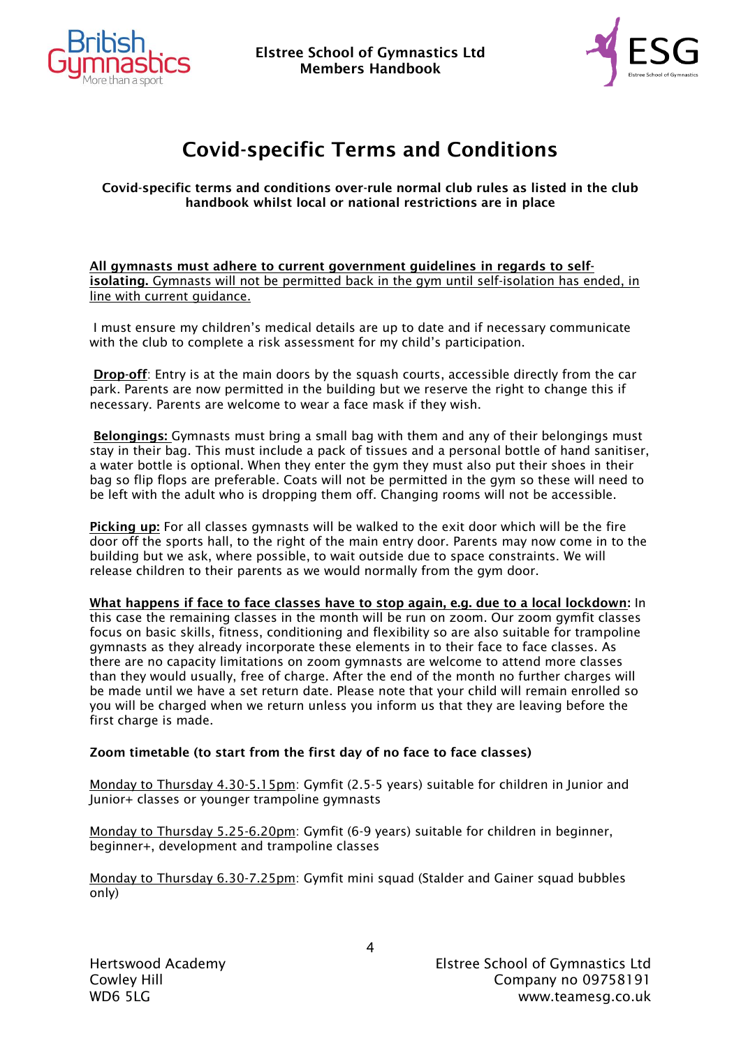# Covid-specific Terms and Conditions

**Covid-specific terms and conditions over-rule normal club rules as listed in the club handbook whilst local or national restrictions are in place**

**All gymnasts must adhere to current government guidelines in regards to self-isolating.** Gymnasts will not be permitted back in the gym until self-isolation has ended, in line with current guidance.

I must ensure my children's medical details are up to date and if necessary communicate with the club to complete a risk assessment for my child's participation.

**Drop-off**: Entry is at the main doors by the squash courts, accessible directly from the car park. Parents are now permitted in the building but we reserve the right to change this if necessary. Parents are welcome to wear a face mask if they wish.

**Belongings:** Gymnasts must bring a small bag with them and any of their belongings must stay in their bag. This must include a pack of tissues and a personal bottle of hand sanitiser, a water bottle is optional. When they enter the gym they must also put their shoes in their bag so flip flops are preferable. Coats will not be permitted in the gym so these will need to be left with the adult who is dropping them off. Changing rooms will not be accessible.

**Picking up:** For all classes gymnasts will be walked to the exit door which will be the fire door off the sports hall, to the right of the main entry door. Parents may now come in to the building but we ask, where possible, to wait outside due to space constraints. We will release children to their parents as we would normally from the gym door.

**What happens if face to face classes have to stop again, e.g. due to a local lockdown:** In this case the remaining classes in the month will be run on zoom. Our zoom gymfit classes focus on basic skills, fitness, conditioning and flexibility so are also suitable for trampoline gymnasts as they already incorporate these elements in to their face to face classes. As there are no capacity limitations on zoom gymnasts are welcome to attend more classes than they would usually, free of charge. After the end of the month no further charges will be made until we have a set return date. Please note that your child will remain enrolled so you will be charged when we return unless you inform us that they are leaving before the first charge is made.

**Zoom timetable (to start from the first day of no face to face classes)**

Monday to Thursday 4.30-5.15pm: Gymfit (2.5-5 years) suitable for children in Junior and Junior+ classes or younger trampoline gymnasts

Monday to Thursday 5.25-6.20pm: Gymfit (6-9 years) suitable for children in beginner, beginner+, development and trampoline classes

Monday to Thursday 6.30-7.25pm: Gymfit mini squad (Stalder and Gainer squad bubbles only)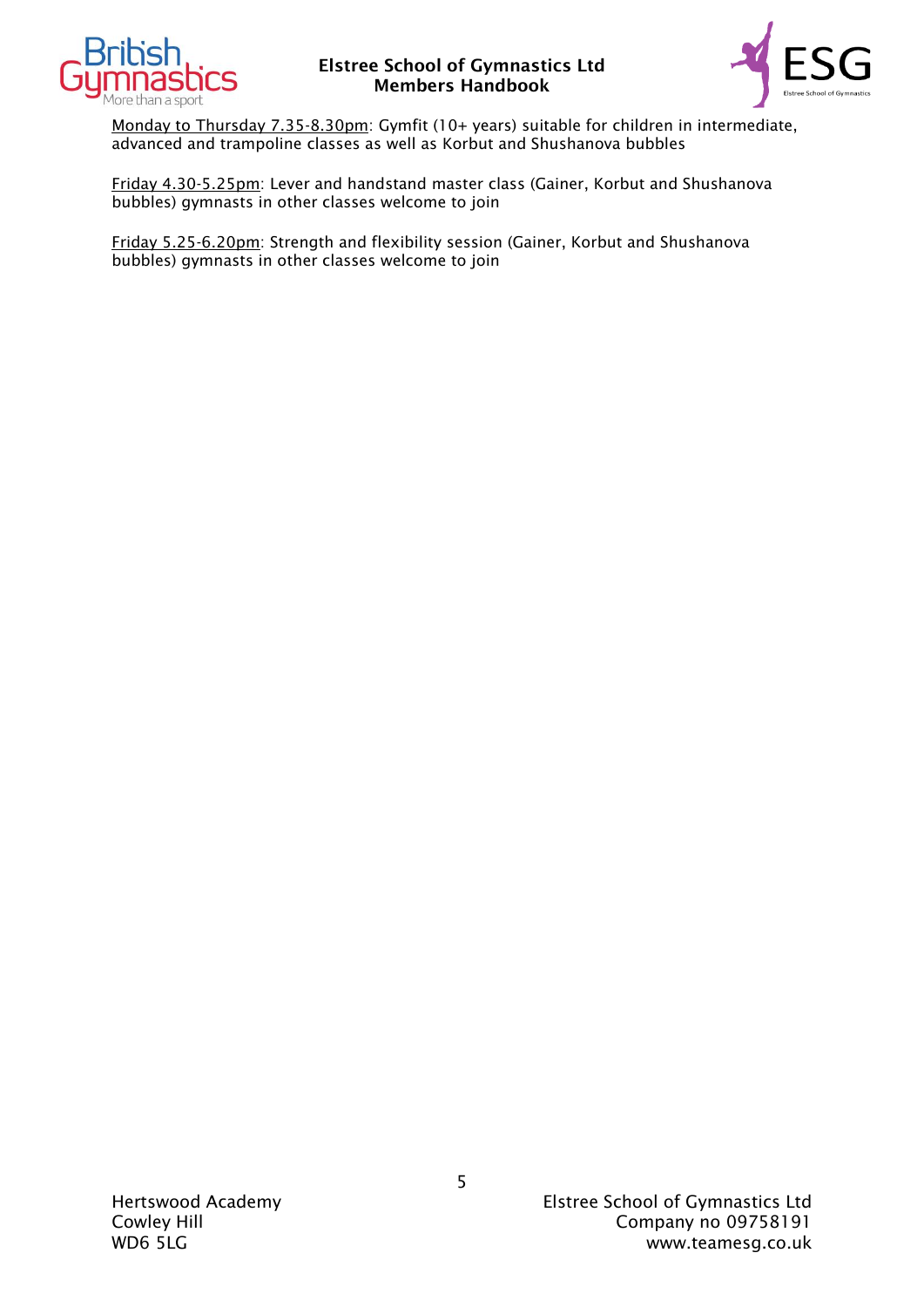Monday to Thursday 7.35-8.30pm: Gymfit (10+ years) suitable for children in intermediate, advanced and trampoline classes as well as Korbut and Shushanova bubbles

Friday 4.30-5.25pm: Lever and handstand master class (Gainer, Korbut and Shushanova bubbles) gymnasts in other classes welcome to join

Friday 5.25-6.20pm: Strength and flexibility session (Gainer, Korbut and Shushanova bubbles) gymnasts in other classes welcome to join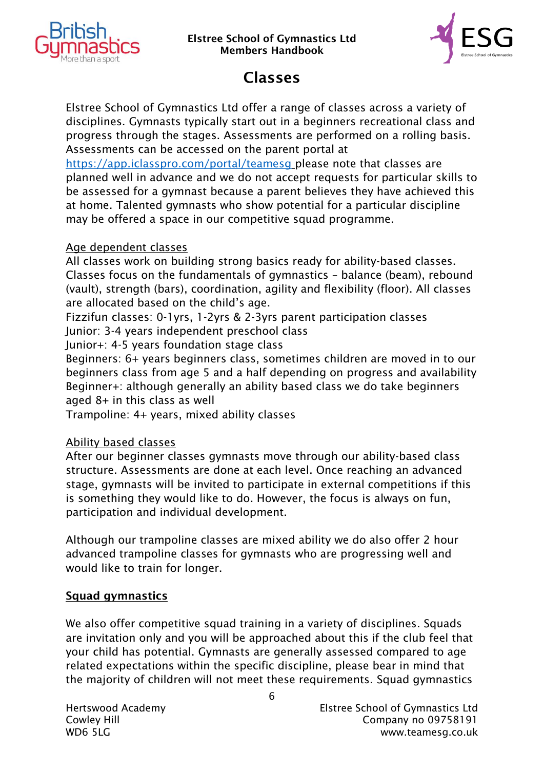# Classes

Elstree School of Gymnastics Ltd offer a range of classes across a variety of disciplines. Gymnasts typically start out in a beginners recreational class and progress through the stages. Assessments are performed on a rolling basis. Assessments can be accessed on the parent portal at https://app.iclasspro.com/portal/teamesg please note that classes are planned well in advance and we do not accept requests for particular skills to be assessed for a gymnast because a parent believes they have achieved this at home. Talented gymnasts who show potential for a particular discipline may be offered a space in our competitive squad programme.

Age dependent classes

All classes work on building strong basics ready for ability-based classes. Classes focus on the fundamentals of gymnastics – balance (beam), rebound (vault), strength (bars), coordination, agility and flexibility (floor). All classes are allocated based on the child's age.

Fizzifun classes: 0-1yrs, 1-2yrs & 2-3yrs parent participation classes
Junior: 3-4 years independent preschool class
Junior+: 4-5 years foundation stage class
Beginners: 6+ years beginners class, sometimes children are moved in to our beginners class from age 5 and a half depending on progress and availability
Beginner+: although generally an ability based class we do take beginners aged 8+ in this class as well
Trampoline: 4+ years, mixed ability classes

Ability based classes

After our beginner classes gymnasts move through our ability-based class structure. Assessments are done at each level. Once reaching an advanced stage, gymnasts will be invited to participate in external competitions if this is something they would like to do. However, the focus is always on fun, participation and individual development.

Although our trampoline classes are mixed ability we do also offer 2 hour advanced trampoline classes for gymnasts who are progressing well and would like to train for longer.

## Squad gymnastics

We also offer competitive squad training in a variety of disciplines. Squads are invitation only and you will be approached about this if the club feel that your child has potential. Gymnasts are generally assessed compared to age related expectations within the specific discipline, please bear in mind that the majority of children will not meet these requirements. Squad gymnastics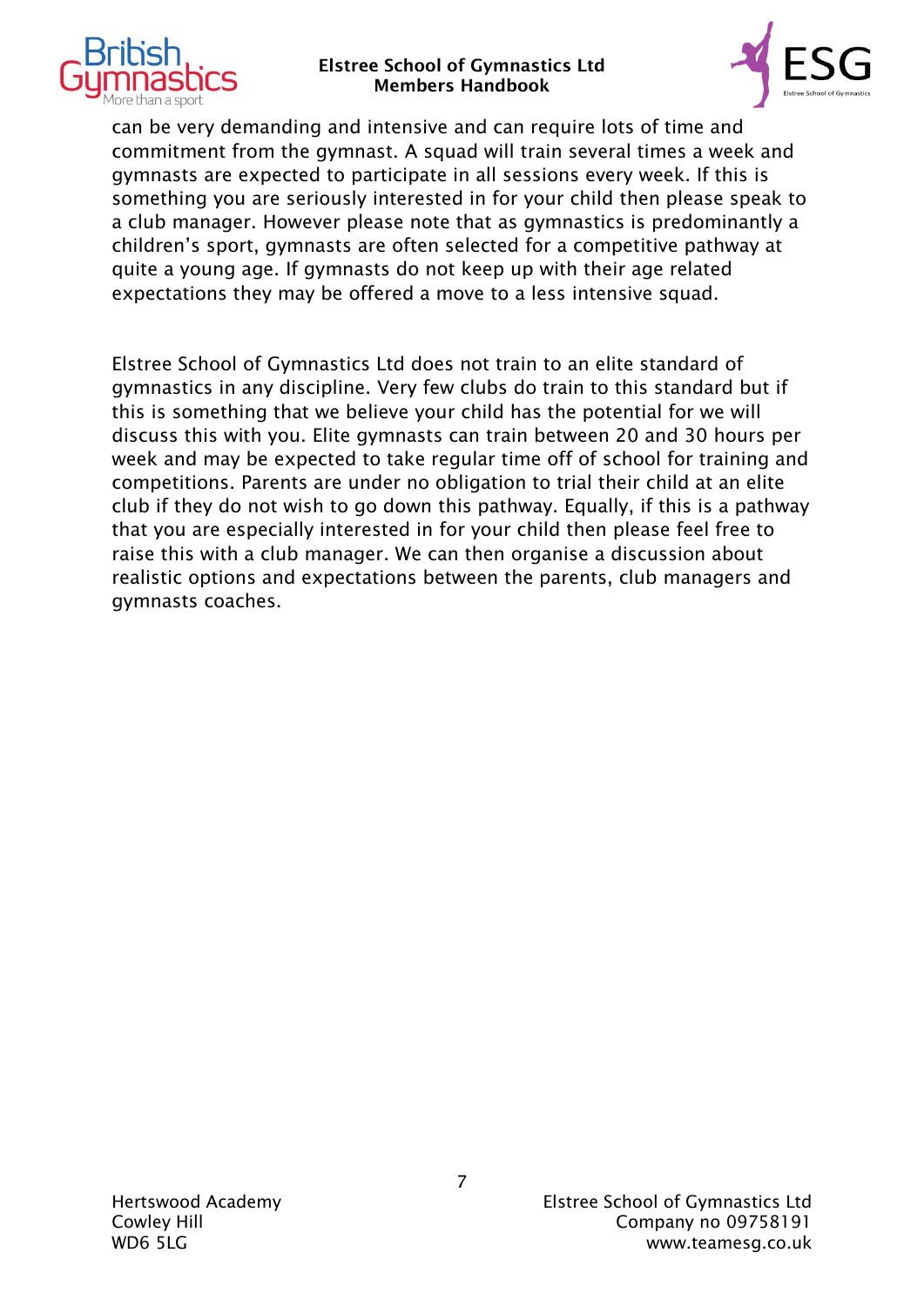can be very demanding and intensive and can require lots of time and commitment from the gymnast. A squad will train several times a week and gymnasts are expected to participate in all sessions every week. If this is something you are seriously interested in for your child then please speak to a club manager. However please note that as gymnastics is predominantly a children's sport, gymnasts are often selected for a competitive pathway at quite a young age. If gymnasts do not keep up with their age related expectations they may be offered a move to a less intensive squad.

Elstree School of Gymnastics Ltd does not train to an elite standard of gymnastics in any discipline. Very few clubs do train to this standard but if this is something that we believe your child has the potential for we will discuss this with you. Elite gymnasts can train between 20 and 30 hours per week and may be expected to take regular time off of school for training and competitions. Parents are under no obligation to trial their child at an elite club if they do not wish to go down this pathway. Equally, if this is a pathway that you are especially interested in for your child then please feel free to raise this with a club manager. We can then organise a discussion about realistic options and expectations between the parents, club managers and gymnasts coaches.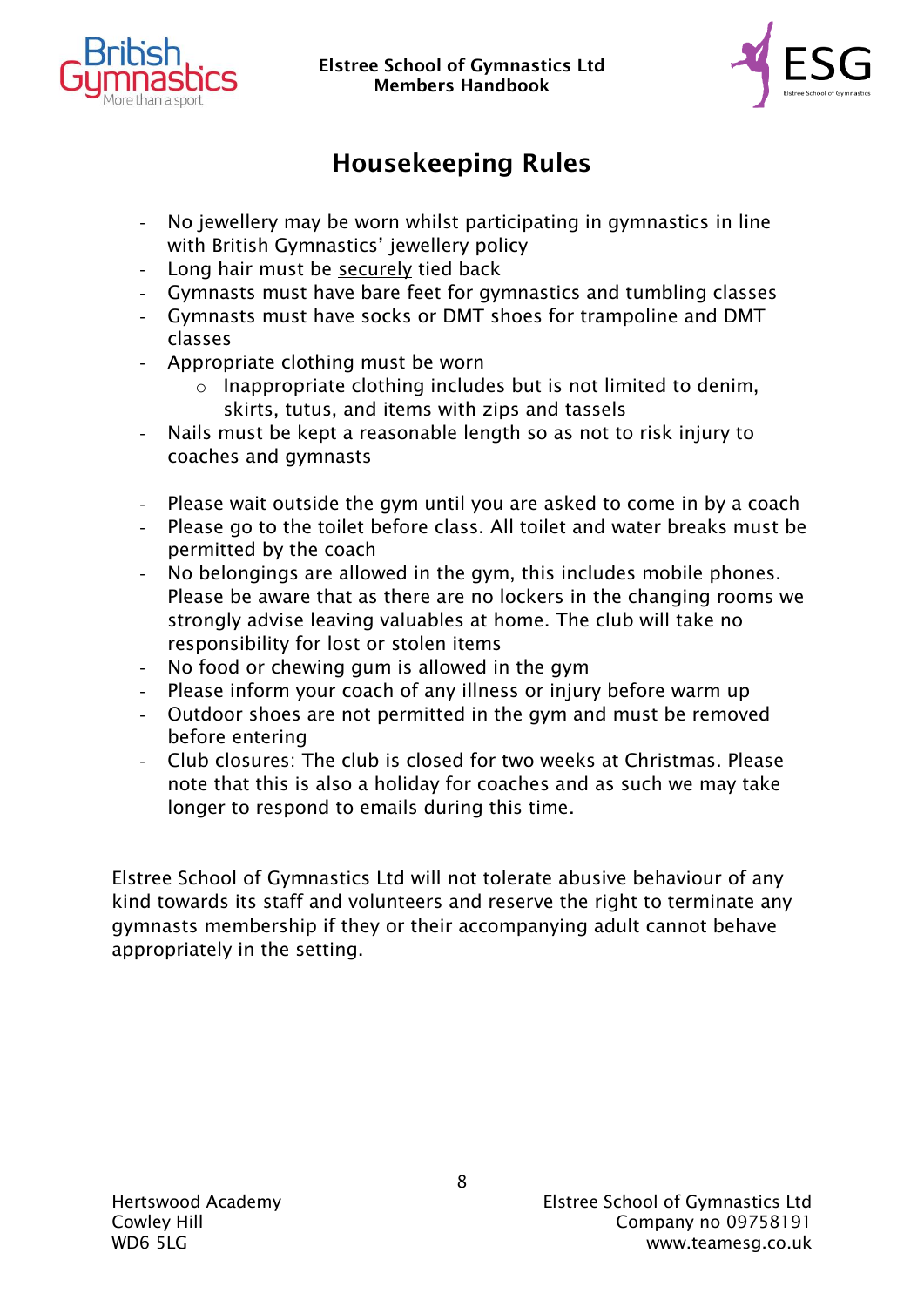# Housekeeping Rules

- No jewellery may be worn whilst participating in gymnastics in line with British Gymnastics' jewellery policy
- Long hair must be <u>securely</u> tied back
- Gymnasts must have bare feet for gymnastics and tumbling classes
- Gymnasts must have socks or DMT shoes for trampoline and DMT classes
- Appropriate clothing must be worn
  - Inappropriate clothing includes but is not limited to denim, skirts, tutus, and items with zips and tassels
- Nails must be kept a reasonable length so as not to risk injury to coaches and gymnasts

- Please wait outside the gym until you are asked to come in by a coach
- Please go to the toilet before class. All toilet and water breaks must be permitted by the coach
- No belongings are allowed in the gym, this includes mobile phones. Please be aware that as there are no lockers in the changing rooms we strongly advise leaving valuables at home. The club will take no responsibility for lost or stolen items
- No food or chewing gum is allowed in the gym
- Please inform your coach of any illness or injury before warm up
- Outdoor shoes are not permitted in the gym and must be removed before entering
- Club closures: The club is closed for two weeks at Christmas. Please note that this is also a holiday for coaches and as such we may take longer to respond to emails during this time.

Elstree School of Gymnastics Ltd will not tolerate abusive behaviour of any kind towards its staff and volunteers and reserve the right to terminate any gymnasts membership if they or their accompanying adult cannot behave appropriately in the setting.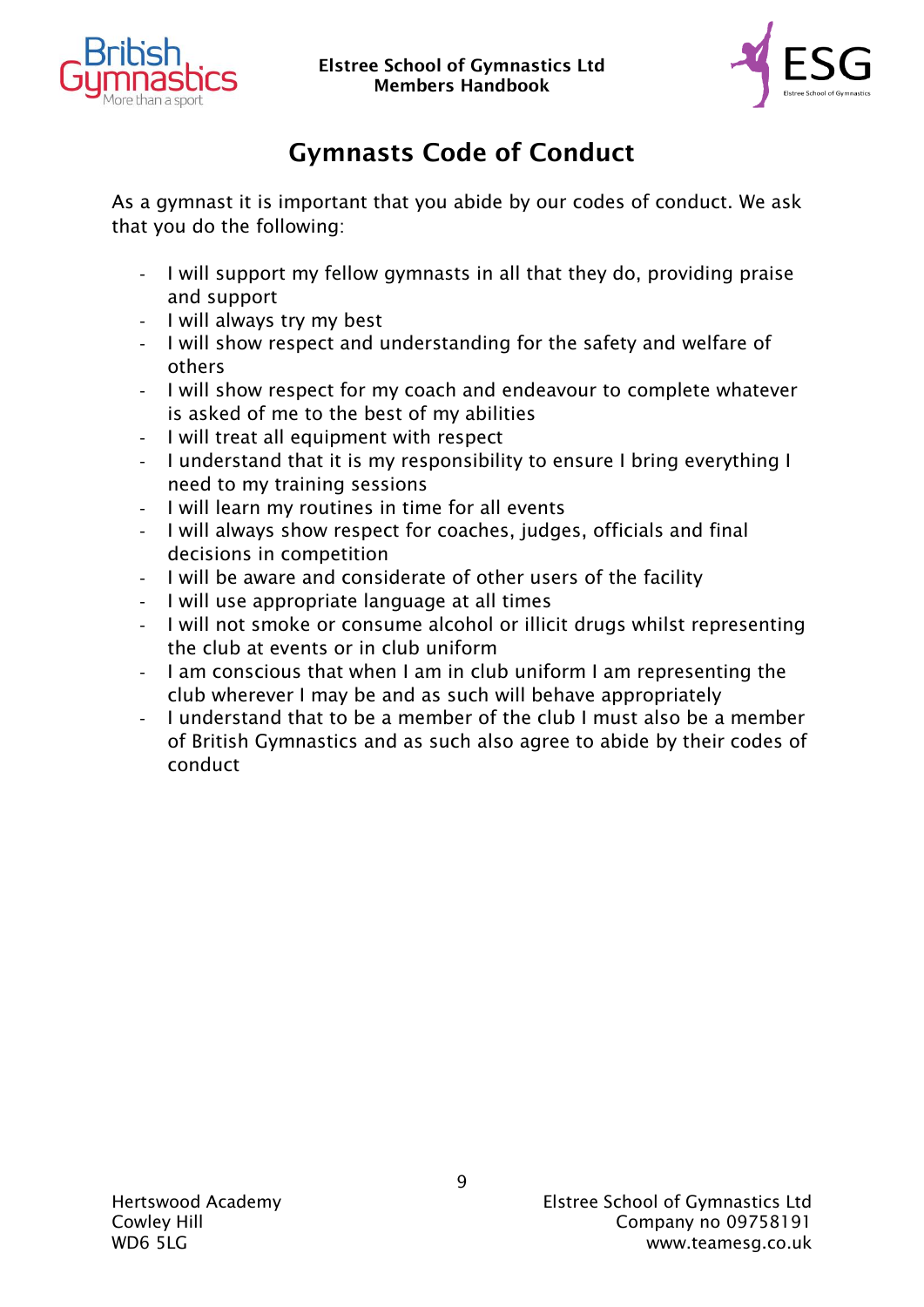# Gymnasts Code of Conduct

As a gymnast it is important that you abide by our codes of conduct. We ask that you do the following:

- I will support my fellow gymnasts in all that they do, providing praise and support
- I will always try my best
- I will show respect and understanding for the safety and welfare of others
- I will show respect for my coach and endeavour to complete whatever is asked of me to the best of my abilities
- I will treat all equipment with respect
- I understand that it is my responsibility to ensure I bring everything I need to my training sessions
- I will learn my routines in time for all events
- I will always show respect for coaches, judges, officials and final decisions in competition
- I will be aware and considerate of other users of the facility
- I will use appropriate language at all times
- I will not smoke or consume alcohol or illicit drugs whilst representing the club at events or in club uniform
- I am conscious that when I am in club uniform I am representing the club wherever I may be and as such will behave appropriately
- I understand that to be a member of the club I must also be a member of British Gymnastics and as such also agree to abide by their codes of conduct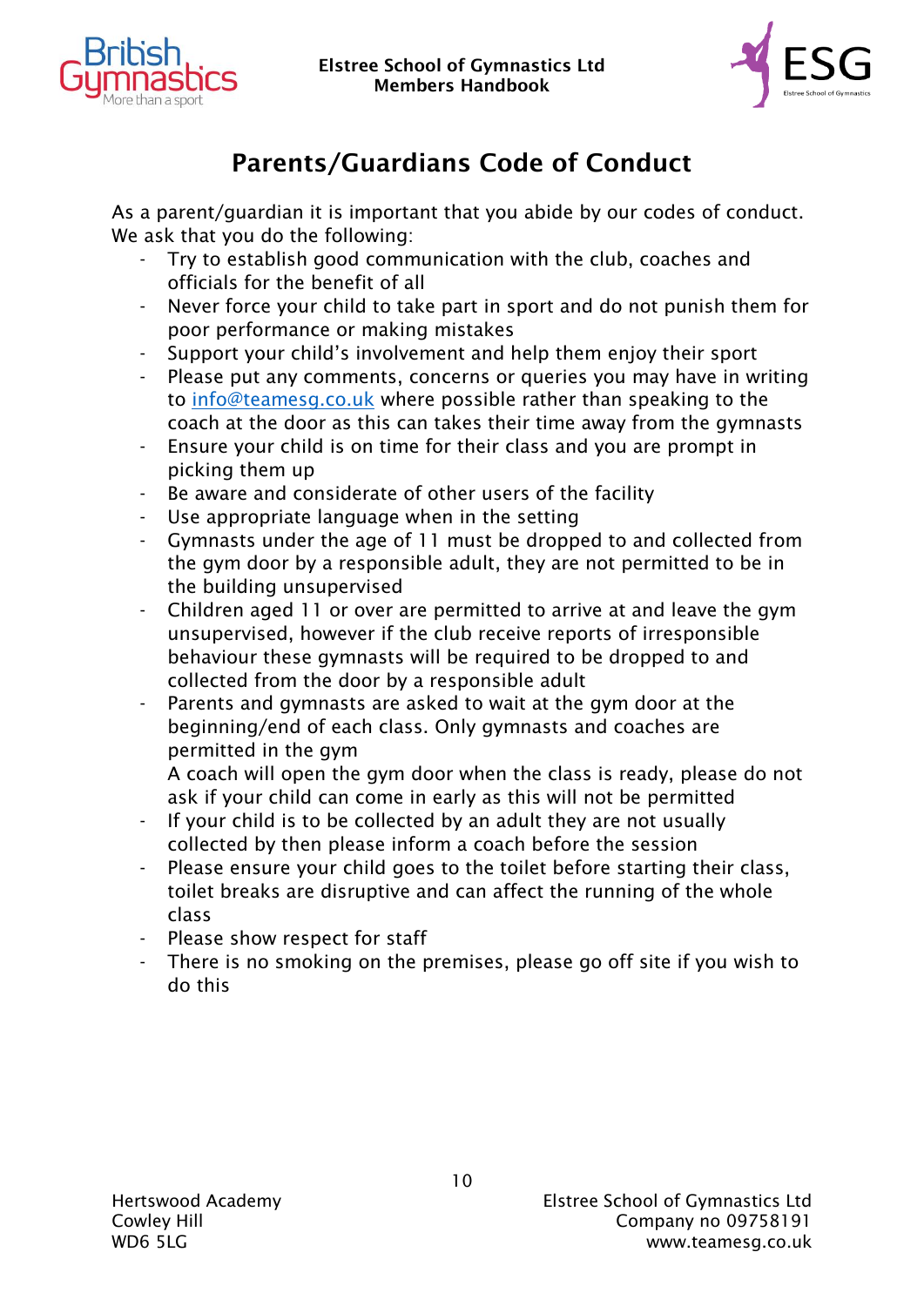# Parents/Guardians Code of Conduct

As a parent/guardian it is important that you abide by our codes of conduct. We ask that you do the following:

- Try to establish good communication with the club, coaches and officials for the benefit of all
- Never force your child to take part in sport and do not punish them for poor performance or making mistakes
- Support your child's involvement and help them enjoy their sport
- Please put any comments, concerns or queries you may have in writing to info@teamesg.co.uk where possible rather than speaking to the coach at the door as this can takes their time away from the gymnasts
- Ensure your child is on time for their class and you are prompt in picking them up
- Be aware and considerate of other users of the facility
- Use appropriate language when in the setting
- Gymnasts under the age of 11 must be dropped to and collected from the gym door by a responsible adult, they are not permitted to be in the building unsupervised
- Children aged 11 or over are permitted to arrive at and leave the gym unsupervised, however if the club receive reports of irresponsible behaviour these gymnasts will be required to be dropped to and collected from the door by a responsible adult
- Parents and gymnasts are asked to wait at the gym door at the beginning/end of each class. Only gymnasts and coaches are permitted in the gym
  A coach will open the gym door when the class is ready, please do not ask if your child can come in early as this will not be permitted
- If your child is to be collected by an adult they are not usually collected by then please inform a coach before the session
- Please ensure your child goes to the toilet before starting their class, toilet breaks are disruptive and can affect the running of the whole class
- Please show respect for staff
- There is no smoking on the premises, please go off site if you wish to do this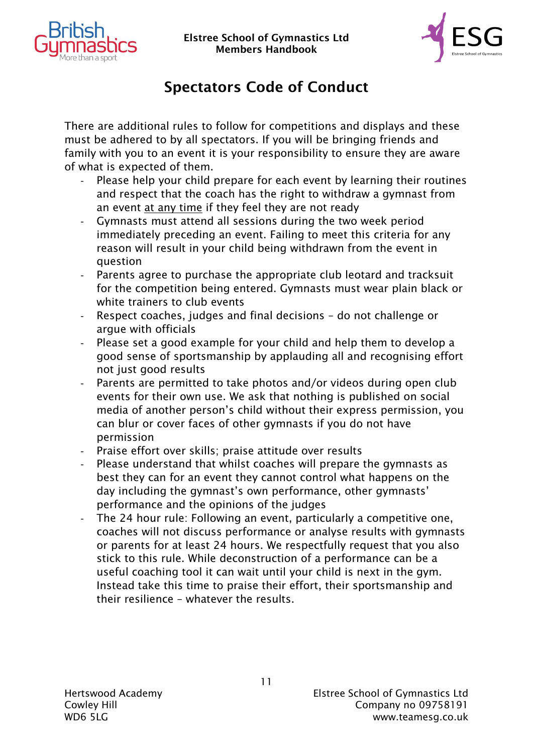# Spectators Code of Conduct

There are additional rules to follow for competitions and displays and these must be adhered to by all spectators. If you will be bringing friends and family with you to an event it is your responsibility to ensure they are aware of what is expected of them.

- Please help your child prepare for each event by learning their routines and respect that the coach has the right to withdraw a gymnast from an event <u>at any time</u> if they feel they are not ready
- Gymnasts must attend all sessions during the two week period immediately preceding an event. Failing to meet this criteria for any reason will result in your child being withdrawn from the event in question
- Parents agree to purchase the appropriate club leotard and tracksuit for the competition being entered. Gymnasts must wear plain black or white trainers to club events
- Respect coaches, judges and final decisions – do not challenge or argue with officials
- Please set a good example for your child and help them to develop a good sense of sportsmanship by applauding all and recognising effort not just good results
- Parents are permitted to take photos and/or videos during open club events for their own use. We ask that nothing is published on social media of another person's child without their express permission, you can blur or cover faces of other gymnasts if you do not have permission
- Praise effort over skills; praise attitude over results
- Please understand that whilst coaches will prepare the gymnasts as best they can for an event they cannot control what happens on the day including the gymnast's own performance, other gymnasts' performance and the opinions of the judges
- The 24 hour rule: Following an event, particularly a competitive one, coaches will not discuss performance or analyse results with gymnasts or parents for at least 24 hours. We respectfully request that you also stick to this rule. While deconstruction of a performance can be a useful coaching tool it can wait until your child is next in the gym. Instead take this time to praise their effort, their sportsmanship and their resilience – whatever the results.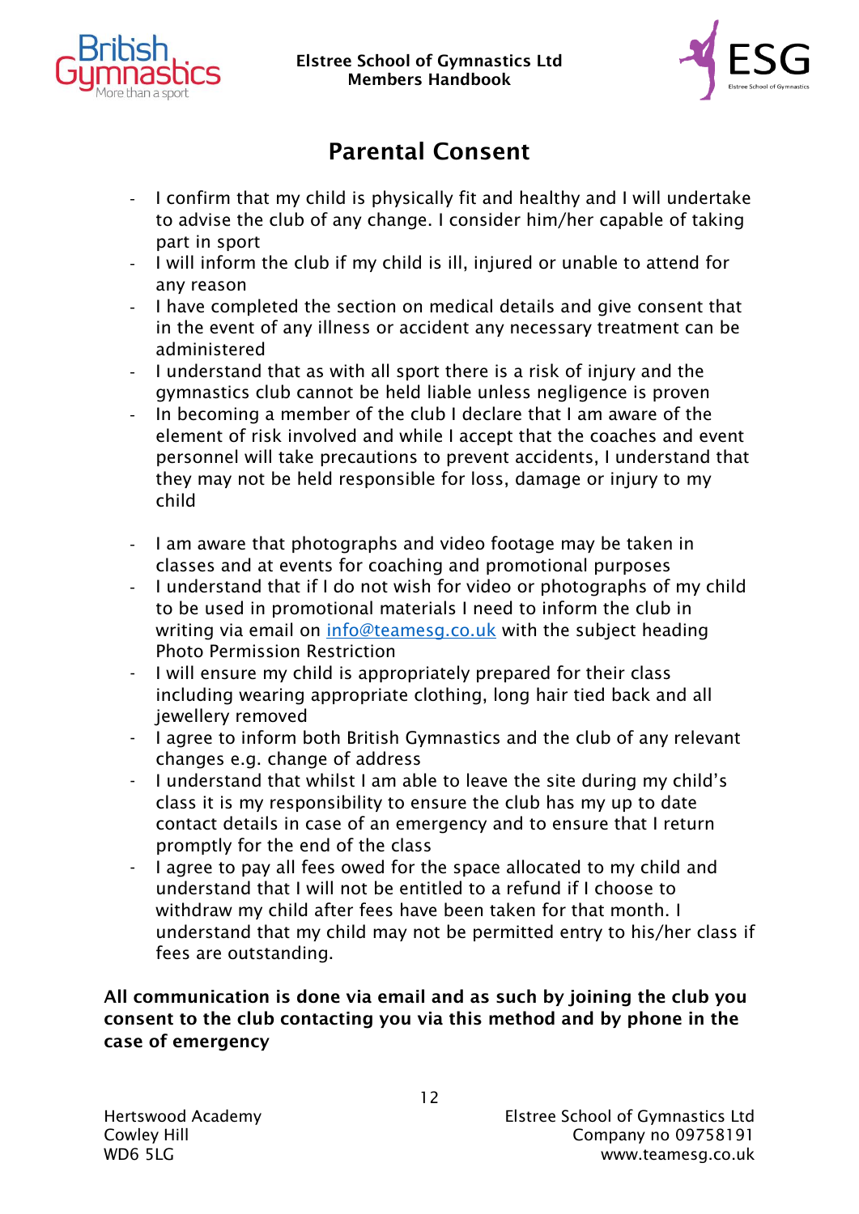# Parental Consent

- I confirm that my child is physically fit and healthy and I will undertake to advise the club of any change. I consider him/her capable of taking part in sport
- I will inform the club if my child is ill, injured or unable to attend for any reason
- I have completed the section on medical details and give consent that in the event of any illness or accident any necessary treatment can be administered
- I understand that as with all sport there is a risk of injury and the gymnastics club cannot be held liable unless negligence is proven
- In becoming a member of the club I declare that I am aware of the element of risk involved and while I accept that the coaches and event personnel will take precautions to prevent accidents, I understand that they may not be held responsible for loss, damage or injury to my child

- I am aware that photographs and video footage may be taken in classes and at events for coaching and promotional purposes
- I understand that if I do not wish for video or photographs of my child to be used in promotional materials I need to inform the club in writing via email on [info@teamesg.co.uk](mailto:info@teamesg.co.uk) with the subject heading Photo Permission Restriction
- I will ensure my child is appropriately prepared for their class including wearing appropriate clothing, long hair tied back and all jewellery removed
- I agree to inform both British Gymnastics and the club of any relevant changes e.g. change of address
- I understand that whilst I am able to leave the site during my child's class it is my responsibility to ensure the club has my up to date contact details in case of an emergency and to ensure that I return promptly for the end of the class
- I agree to pay all fees owed for the space allocated to my child and understand that I will not be entitled to a refund if I choose to withdraw my child after fees have been taken for that month. I understand that my child may not be permitted entry to his/her class if fees are outstanding.

**All communication is done via email and as such by joining the club you consent to the club contacting you via this method and by phone in the case of emergency**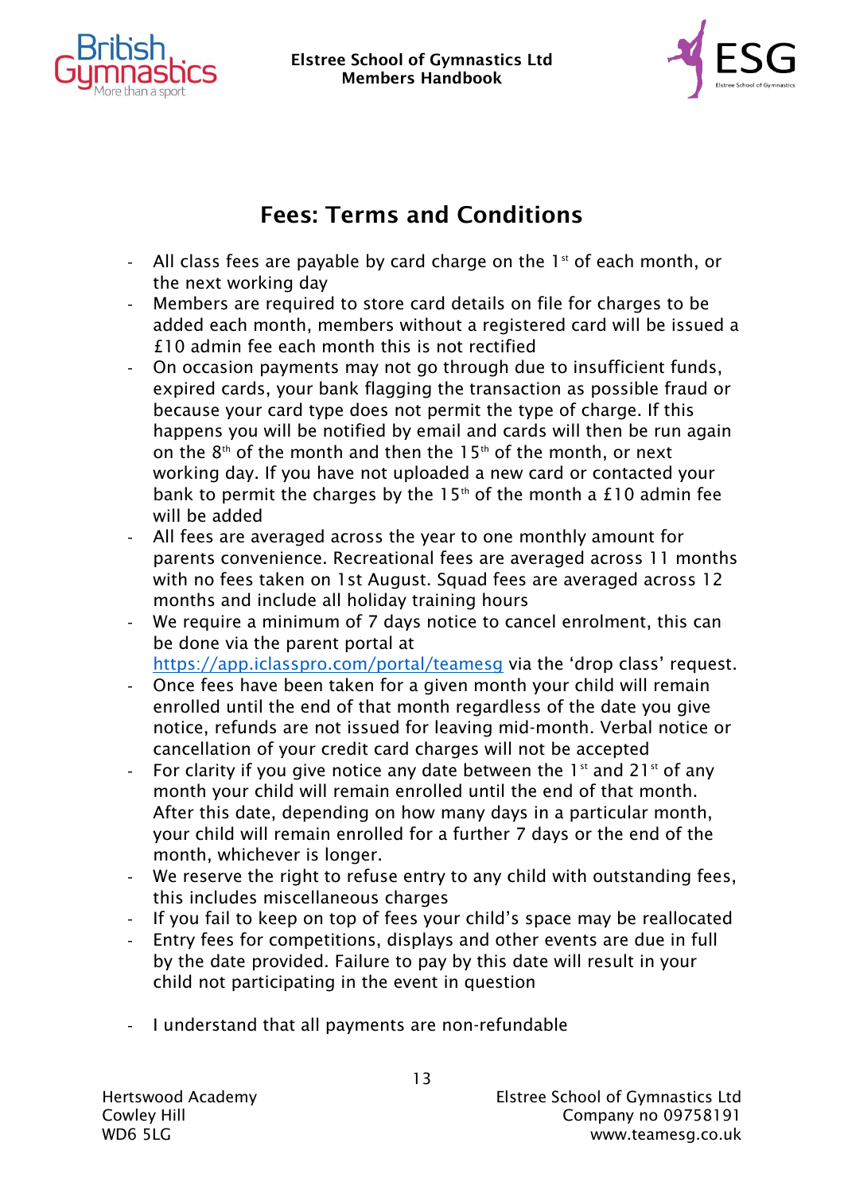# Fees: Terms and Conditions

- All class fees are payable by card charge on the 1st of each month, or the next working day
- Members are required to store card details on file for charges to be added each month, members without a registered card will be issued a £10 admin fee each month this is not rectified
- On occasion payments may not go through due to insufficient funds, expired cards, your bank flagging the transaction as possible fraud or because your card type does not permit the type of charge. If this happens you will be notified by email and cards will then be run again on the 8th of the month and then the 15th of the month, or next working day. If you have not uploaded a new card or contacted your bank to permit the charges by the 15th of the month a £10 admin fee will be added
- All fees are averaged across the year to one monthly amount for parents convenience. Recreational fees are averaged across 11 months with no fees taken on 1st August. Squad fees are averaged across 12 months and include all holiday training hours
- We require a minimum of 7 days notice to cancel enrolment, this can be done via the parent portal at [https://app.iclasspro.com/portal/teamesg](https://app.iclasspro.com/portal/teamesg) via the 'drop class' request.
- Once fees have been taken for a given month your child will remain enrolled until the end of that month regardless of the date you give notice, refunds are not issued for leaving mid-month. Verbal notice or cancellation of your credit card charges will not be accepted
- For clarity if you give notice any date between the 1st and 21st of any month your child will remain enrolled until the end of that month. After this date, depending on how many days in a particular month, your child will remain enrolled for a further 7 days or the end of the month, whichever is longer.
- We reserve the right to refuse entry to any child with outstanding fees, this includes miscellaneous charges
- If you fail to keep on top of fees your child's space may be reallocated
- Entry fees for competitions, displays and other events are due in full by the date provided. Failure to pay by this date will result in your child not participating in the event in question

- I understand that all payments are non-refundable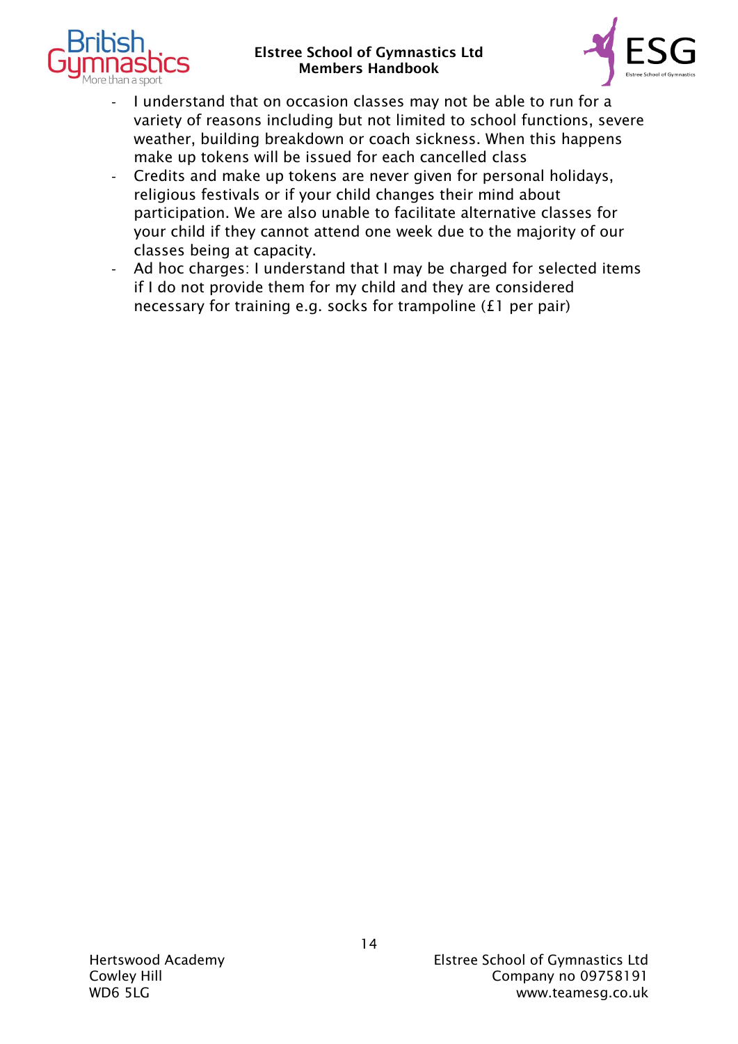- I understand that on occasion classes may not be able to run for a variety of reasons including but not limited to school functions, severe weather, building breakdown or coach sickness. When this happens make up tokens will be issued for each cancelled class
- Credits and make up tokens are never given for personal holidays, religious festivals or if your child changes their mind about participation. We are also unable to facilitate alternative classes for your child if they cannot attend one week due to the majority of our classes being at capacity.
- Ad hoc charges: I understand that I may be charged for selected items if I do not provide them for my child and they are considered necessary for training e.g. socks for trampoline (£1 per pair)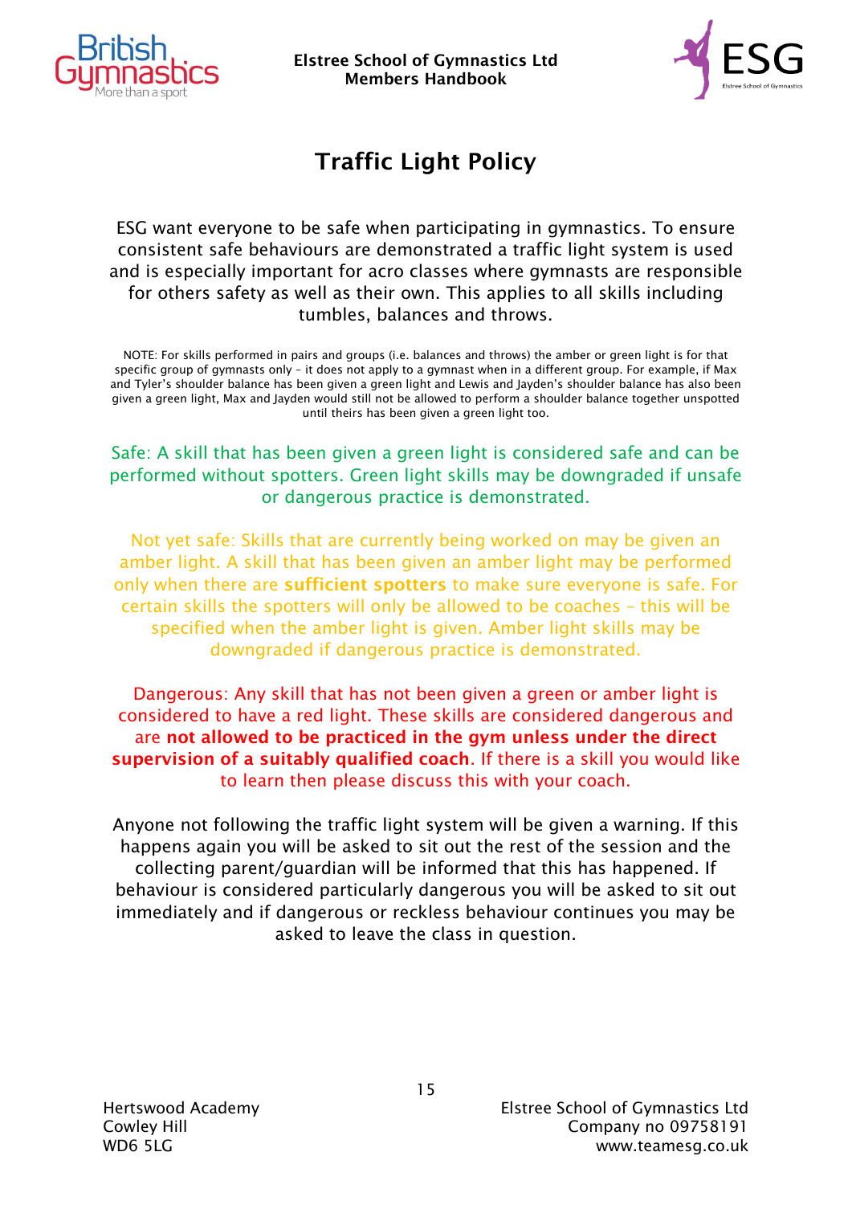# Traffic Light Policy

ESG want everyone to be safe when participating in gymnastics. To ensure consistent safe behaviours are demonstrated a traffic light system is used and is especially important for acro classes where gymnasts are responsible for others safety as well as their own. This applies to all skills including tumbles, balances and throws.

NOTE: For skills performed in pairs and groups (i.e. balances and throws) the amber or green light is for that specific group of gymnasts only – it does not apply to a gymnast when in a different group. For example, if Max and Tyler's shoulder balance has been given a green light and Lewis and Jayden's shoulder balance has also been given a green light, Max and Jayden would still not be allowed to perform a shoulder balance together unspotted until theirs has been given a green light too.

Safe: A skill that has been given a green light is considered safe and can be performed without spotters. Green light skills may be downgraded if unsafe or dangerous practice is demonstrated.

Not yet safe: Skills that are currently being worked on may be given an amber light. A skill that has been given an amber light may be performed only when there are **sufficient spotters** to make sure everyone is safe. For certain skills the spotters will only be allowed to be coaches – this will be specified when the amber light is given. Amber light skills may be downgraded if dangerous practice is demonstrated.

Dangerous: Any skill that has not been given a green or amber light is considered to have a red light. These skills are considered dangerous and are **not allowed to be practiced in the gym unless under the direct supervision of a suitably qualified coach**. If there is a skill you would like to learn then please discuss this with your coach.

Anyone not following the traffic light system will be given a warning. If this happens again you will be asked to sit out the rest of the session and the collecting parent/guardian will be informed that this has happened. If behaviour is considered particularly dangerous you will be asked to sit out immediately and if dangerous or reckless behaviour continues you may be asked to leave the class in question.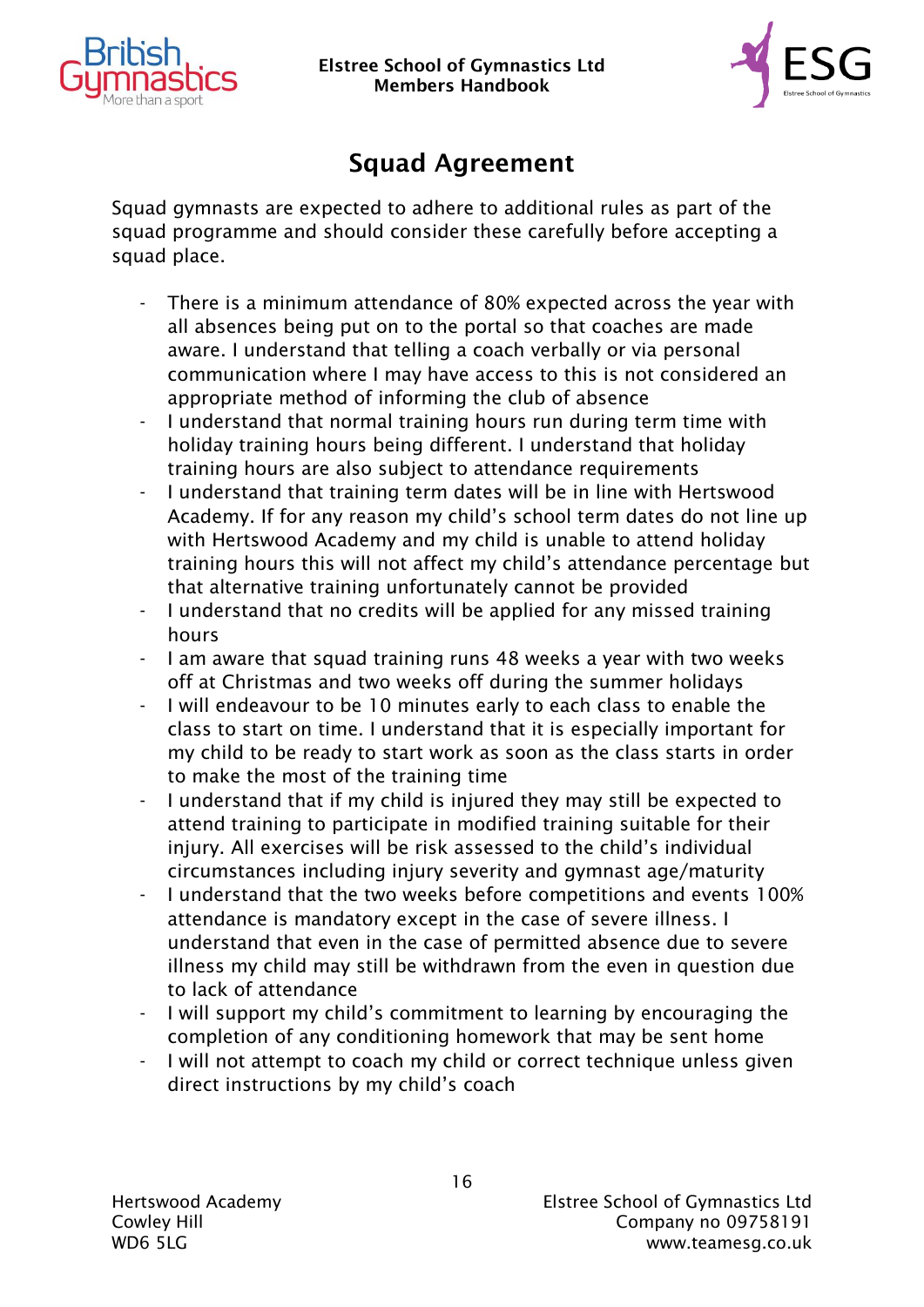# Squad Agreement

Squad gymnasts are expected to adhere to additional rules as part of the squad programme and should consider these carefully before accepting a squad place.

- There is a minimum attendance of 80% expected across the year with all absences being put on to the portal so that coaches are made aware. I understand that telling a coach verbally or via personal communication where I may have access to this is not considered an appropriate method of informing the club of absence
- I understand that normal training hours run during term time with holiday training hours being different. I understand that holiday training hours are also subject to attendance requirements
- I understand that training term dates will be in line with Hertswood Academy. If for any reason my child's school term dates do not line up with Hertswood Academy and my child is unable to attend holiday training hours this will not affect my child's attendance percentage but that alternative training unfortunately cannot be provided
- I understand that no credits will be applied for any missed training hours
- I am aware that squad training runs 48 weeks a year with two weeks off at Christmas and two weeks off during the summer holidays
- I will endeavour to be 10 minutes early to each class to enable the class to start on time. I understand that it is especially important for my child to be ready to start work as soon as the class starts in order to make the most of the training time
- I understand that if my child is injured they may still be expected to attend training to participate in modified training suitable for their injury. All exercises will be risk assessed to the child's individual circumstances including injury severity and gymnast age/maturity
- I understand that the two weeks before competitions and events 100% attendance is mandatory except in the case of severe illness. I understand that even in the case of permitted absence due to severe illness my child may still be withdrawn from the even in question due to lack of attendance
- I will support my child's commitment to learning by encouraging the completion of any conditioning homework that may be sent home
- I will not attempt to coach my child or correct technique unless given direct instructions by my child's coach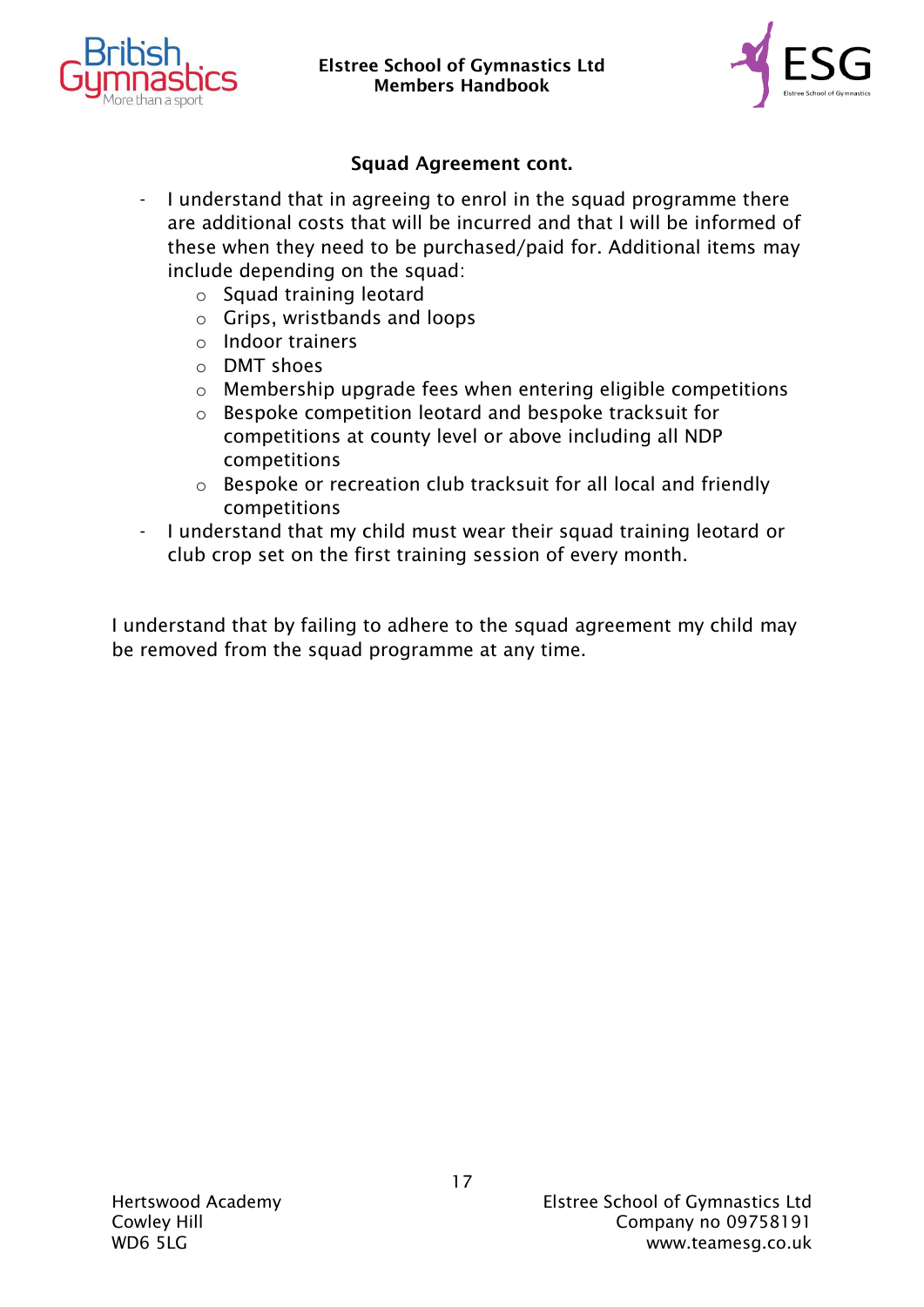## Squad Agreement cont.

- I understand that in agreeing to enrol in the squad programme there are additional costs that will be incurred and that I will be informed of these when they need to be purchased/paid for. Additional items may include depending on the squad:
    - Squad training leotard
    - Grips, wristbands and loops
    - Indoor trainers
    - DMT shoes
    - Membership upgrade fees when entering eligible competitions
    - Bespoke competition leotard and bespoke tracksuit for competitions at county level or above including all NDP competitions
    - Bespoke or recreation club tracksuit for all local and friendly competitions
- I understand that my child must wear their squad training leotard or club crop set on the first training session of every month.

I understand that by failing to adhere to the squad agreement my child may be removed from the squad programme at any time.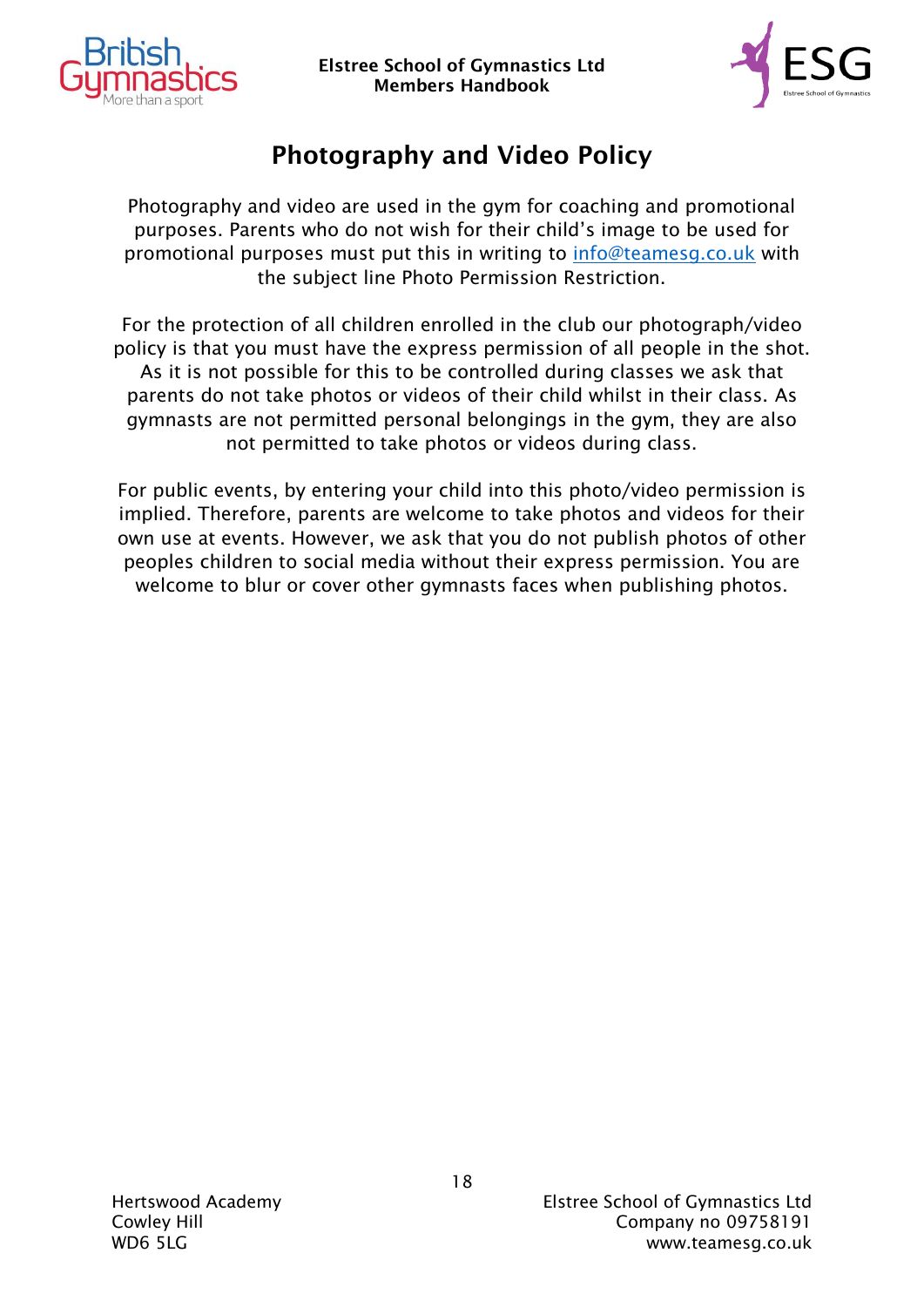# Photography and Video Policy

Photography and video are used in the gym for coaching and promotional purposes. Parents who do not wish for their child's image to be used for promotional purposes must put this in writing to info@teamesg.co.uk with the subject line Photo Permission Restriction.

For the protection of all children enrolled in the club our photograph/video policy is that you must have the express permission of all people in the shot. As it is not possible for this to be controlled during classes we ask that parents do not take photos or videos of their child whilst in their class. As gymnasts are not permitted personal belongings in the gym, they are also not permitted to take photos or videos during class.

For public events, by entering your child into this photo/video permission is implied. Therefore, parents are welcome to take photos and videos for their own use at events. However, we ask that you do not publish photos of other peoples children to social media without their express permission. You are welcome to blur or cover other gymnasts faces when publishing photos.